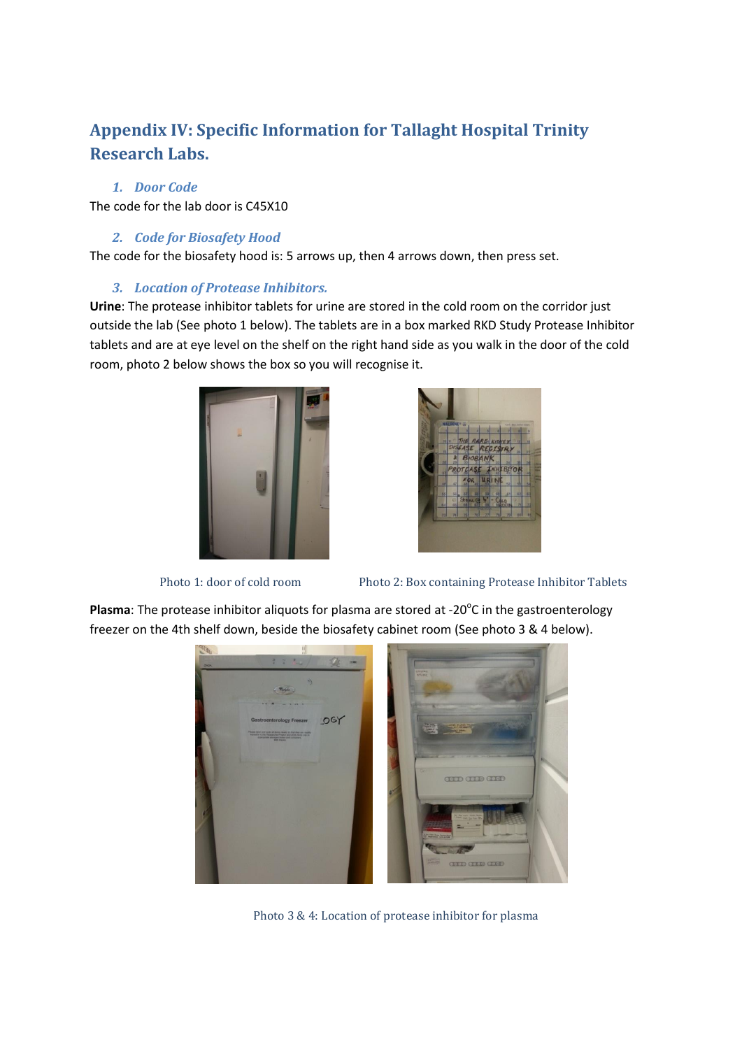# Appendix IV: Specific Information for Tallaght Hospital Trinity Research Labs.

## 1. Door Code

The code for the lab door is C45X10

## 2. Code for Biosafety Hood

The code for the biosafety hood is: 5 arrows up, then 4 arrows down, then press set.

## 3. Location of Protease Inhibitors.

**Urine**: The protease inhibitor tablets for urine are stored in the cold room on the corridor just outside the lab (See photo 1 below). The tablets are in a box marked RKD Study Protease Inhibitor tablets and are at eye level on the shelf on the right hand side as you walk in the door of the cold room, photo 2 below shows the box so you will recognise it.

Photo 1: door of cold room

Photo 2: Box containing Protease Inhibitor Tablets

**Plasma**: The protease inhibitor aliquots for plasma are stored at -20°C in the gastroenterology freezer on the 4th shelf down, beside the biosafety cabinet room (See photo 3 & 4 below).

Photo 3 & 4: Location of protease inhibitor for plasma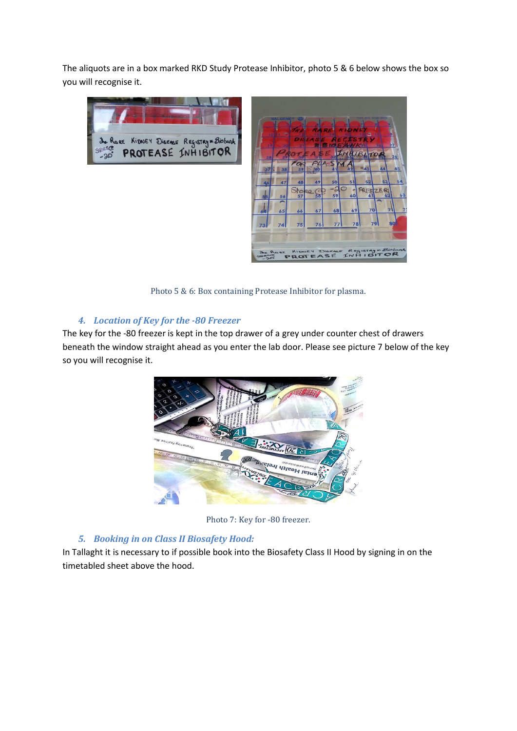The aliquots are in a box marked RKD Study Protease Inhibitor, photo 5 & 6 below shows the box so you will recognise it.

Photo 5 & 6: Box containing Protease Inhibitor for plasma.

### 4. *Location of Key for the -80 Freezer*

The key for the -80 freezer is kept in the top drawer of a grey under counter chest of drawers beneath the window straight ahead as you enter the lab door. Please see picture 7 below of the key so you will recognise it.

Photo 7: Key for -80 freezer.

### 5. *Booking in on Class II Biosafety Hood:*

In Tallaght it is necessary to if possible book into the Biosafety Class II Hood by signing in on the timetabled sheet above the hood.